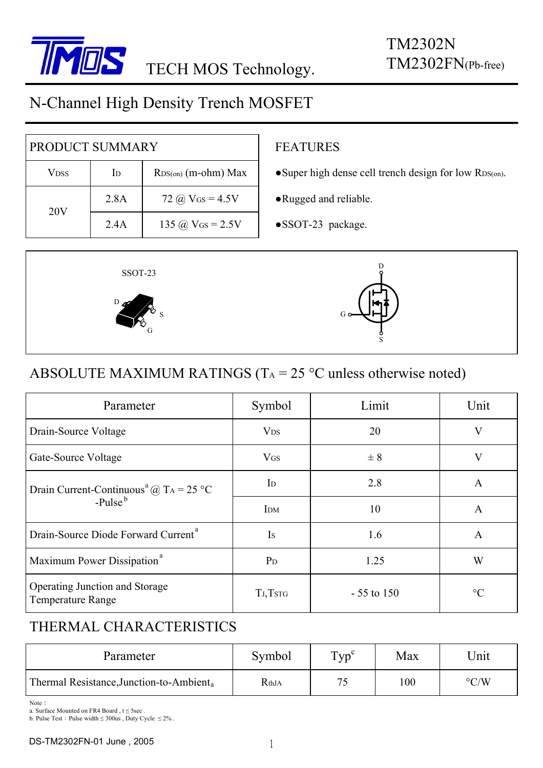TECH MOS Technology.

# TM2302N
# TM2302FN(Pb-free)

## N-Channel High Density Trench MOSFET

| PRODUCT SUMMARY | | |
|---|---|---|
| $V_{DSS}$ | $I_D$ | $R_{DS(on)}$ (m-ohm) Max |
| 20V | 2.8A | 72 @ $V_{GS}$ = 4.5V |
| | 2.4A | 135 @ $V_{GS}$ = 2.5V |

### FEATURES

- Super high dense cell trench design for low $R_{DS(on)}$.
- Rugged and reliable.
- SSOT-23 package.

SSOT-23

D S G

D G S

## ABSOLUTE MAXIMUM RATINGS ($T_A$ = 25 °C unless otherwise noted)

| Parameter | Symbol | Limit | Unit |
|---|---|---|---|
| Drain-Source Voltage | $V_{DS}$ | 20 | V |
| Gate-Source Voltage | $V_{GS}$ | ± 8 | V |
| Drain Current-Continuous[a] @ $T_A$ = 25 °C | $I_D$ | 2.8 | A |
| -Pulse[b] | $I_{DM}$ | 10 | A |
| Drain-Source Diode Forward Current[a] | $I_S$ | 1.6 | A |
| Maximum Power Dissipation[a] | $P_D$ | 1.25 | W |
| Operating Junction and Storage Temperature Range | $T_J$,$T_{STG}$ | - 55 to 150 | °C |

## THERMAL CHARACTERISTICS

| Parameter | Symbol | Typ[c] | Max | Unit |
|---|---|---|---|---|
| Thermal Resistance,Junction-to-Ambient[a] | $R_{thJA}$ | 75 | 100 | °C/W |

Note：
a. Surface Mounted on FR4 Board , t ≤ 5sec .
b. Pulse Test：Pulse width ≤ 300us , Duty Cycle ≤ 2% .

DS-TM2302FN-01 June , 2005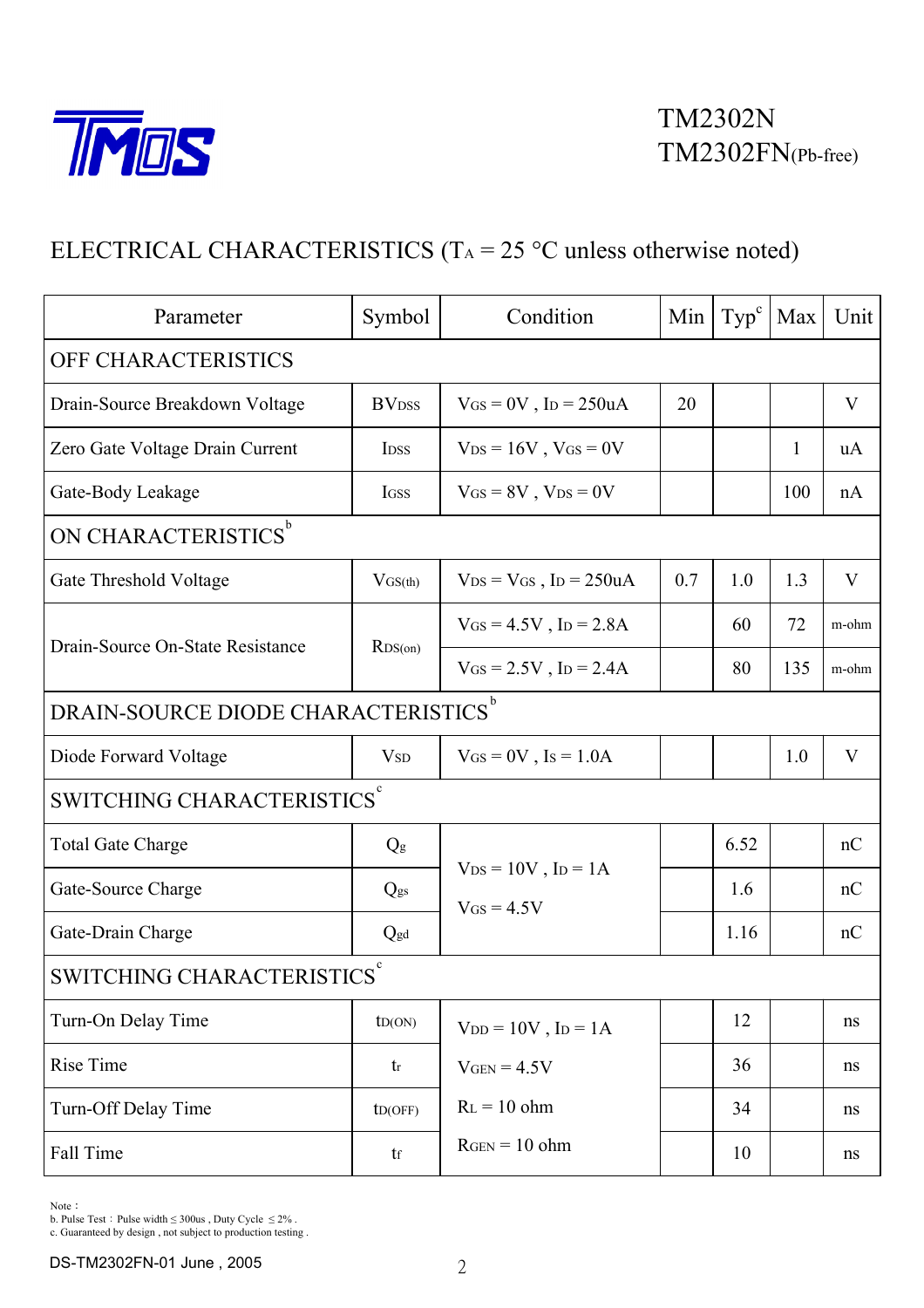TM2302N
TM2302FN(Pb-free)

# ELECTRICAL CHARACTERISTICS ($T_A$ = 25 °C unless otherwise noted)

| Parameter | Symbol | Condition | Min | Typ[c] | Max | Unit |
|---|---|---|---|---|---|---|
| **OFF CHARACTERISTICS** | | | | | | |
| Drain-Source Breakdown Voltage | $BV_{DSS}$ | $V_{GS}$ = 0V , $I_D$ = 250uA | 20 | | | V |
| Zero Gate Voltage Drain Current | $I_{DSS}$ | $V_{DS}$ = 16V , $V_{GS}$ = 0V | | | 1 | uA |
| Gate-Body Leakage | $I_{GSS}$ | $V_{GS}$ = 8V , $V_{DS}$ = 0V | | | 100 | nA |
| **ON CHARACTERISTICS[b]** | | | | | | |
| Gate Threshold Voltage | $V_{GS(th)}$ | $V_{DS}$ = $V_{GS}$ , $I_D$ = 250uA | 0.7 | 1.0 | 1.3 | V |
| Drain-Source On-State Resistance | $R_{DS(on)}$ | $V_{GS}$ = 4.5V , $I_D$ = 2.8A | | 60 | 72 | m-ohm |
| | | $V_{GS}$ = 2.5V , $I_D$ = 2.4A | | 80 | 135 | m-ohm |
| **DRAIN-SOURCE DIODE CHARACTERISTICS[b]** | | | | | | |
| Diode Forward Voltage | $V_{SD}$ | $V_{GS}$ = 0V , $I_S$ = 1.0A | | | 1.0 | V |
| **SWITCHING CHARACTERISTICS[c]** | | | | | | |
| Total Gate Charge | $Q_g$ | $V_{DS}$ = 10V , $I_D$ = 1A<br>$V_{GS}$ = 4.5V | | 6.52 | | nC |
| Gate-Source Charge | $Q_{gs}$ | | | 1.6 | | nC |
| Gate-Drain Charge | $Q_{gd}$ | | | 1.16 | | nC |
| **SWITCHING CHARACTERISTICS[c]** | | | | | | |
| Turn-On Delay Time | $t_{D(ON)}$ | $V_{DD}$ = 10V , $I_D$ = 1A<br>$V_{GEN}$ = 4.5V<br>$R_L$ = 10 ohm<br>$R_{GEN}$ = 10 ohm | | 12 | | ns |
| Rise Time | $t_r$ | | | 36 | | ns |
| Turn-Off Delay Time | $t_{D(OFF)}$ | | | 34 | | ns |
| Fall Time | $t_f$ | | | 10 | | ns |

Note：
b. Pulse Test：Pulse width ≤ 300us , Duty Cycle ≤ 2% .
c. Guaranteed by design , not subject to production testing .

DS-TM2302FN-01 June , 2005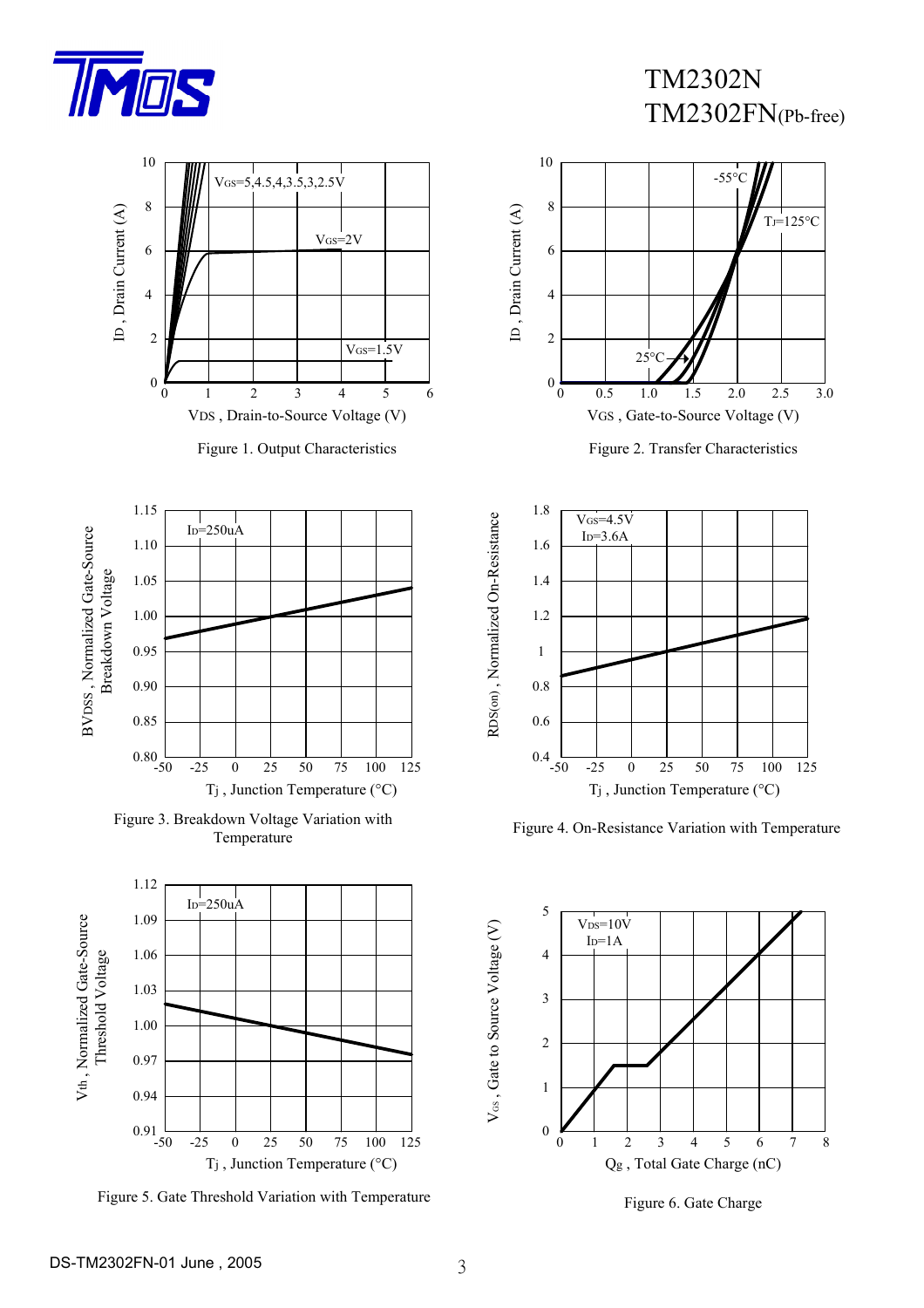ID , Drain Current (A)

VGS=5,4.5,4,3.5,3,2.5V

VGS=2V

VGS=1.5V

VDS , Drain-to-Source Voltage (V)

Figure 1. Output Characteristics

ID , Drain Current (A)

-55°C

TJ=125°C

25°C

VGS , Gate-to-Source Voltage (V)

Figure 2. Transfer Characteristics

BVDSS , Normalized Gate-Source Breakdown Voltage

ID=250uA

Tj , Junction Temperature (°C)

Figure 3. Breakdown Voltage Variation with Temperature

RDS(on) , Normalized On-Resistance

VGS=4.5V
ID=3.6A

Tj , Junction Temperature (°C)

Figure 4. On-Resistance Variation with Temperature

Vth , Normalized Gate-Source Threshold Voltage

ID=250uA

Tj , Junction Temperature (°C)

Figure 5. Gate Threshold Variation with Temperature

VGS , Gate to Source Voltage (V)

VDS=10V
ID=1A

Qg , Total Gate Charge (nC)

Figure 6. Gate Charge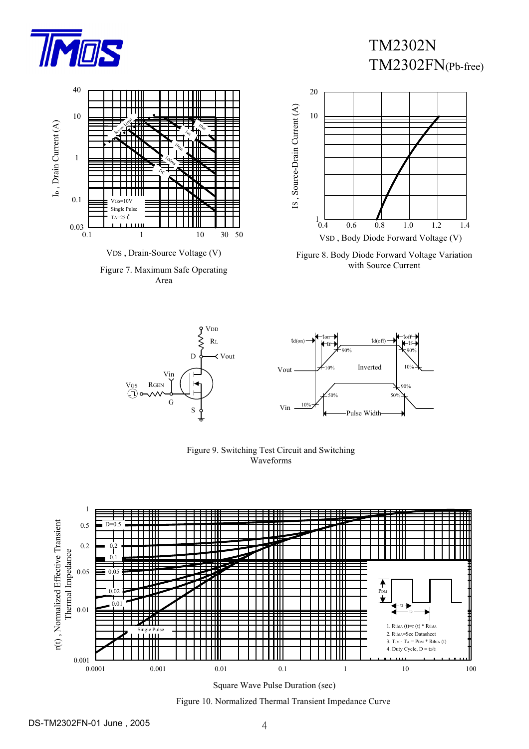TM2302N
TM2302FN(Pb-free)

40
10
1
0.1
0.03

$I_D$ , Drain Current (A)

$R_{DS(on)}$ Limit
10us
1us
10ms
100ms
DC

VGS=10V
Single Pulse
TA=25 ℃

0.1 1 10 30 50

VDS , Drain-Source Voltage (V)

Figure 7. Maximum Safe Operating Area

20
10
1

IS , Source-Drain Current (A)

0.4 0.6 0.8 1.0 1.2 1.4

VSD , Body Diode Forward Voltage (V)

Figure 8. Body Diode Forward Voltage Variation with Source Current

VDD
RL
D
Vout
Vin
VGS
RGEN
G
S

td(on)
ton
tr
td(off)
toff
tf
90%
10%
Inverted
Vout
90%
50%
Vin
10%
Pulse Width

Figure 9. Switching Test Circuit and Switching Waveforms

1
0.5
0.2
0.05
0.01
0.001

r(t) , Normalized Effective Transient Thermal Impedance

D=0.5
0.2
0.1
0.05
0.02
0.01
Single Pulse

PDM
t1
t2

1. $R_{thJA}$ (t)=r (t) * $R_{thJA}$
2. $R_{thJA}$=See Datasheet
3. $T_{JM}$ - $T_A$ = $P_{DM}$ * $R_{thJA}$ (t)
4. Duty Cycle, D = $t_2/t_1$

0.0001 0.001 0.01 0.1 1 10 100

Square Wave Pulse Duration (sec)

Figure 10. Normalized Thermal Transient Impedance Curve

DS-TM2302FN-01 June , 2005